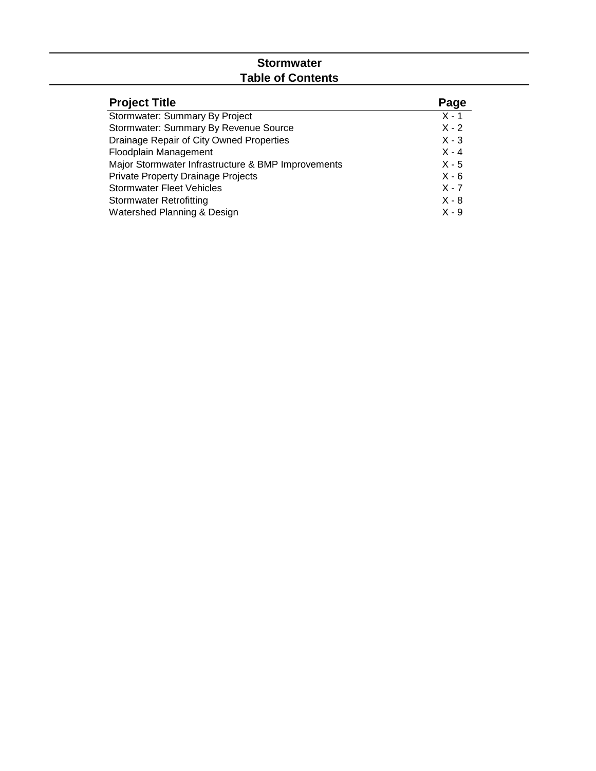# Stormwater
## Table of Contents

| Project Title | Page |
|---|---|
| Stormwater: Summary By Project | X - 1 |
| Stormwater: Summary By Revenue Source | X - 2 |
| Drainage Repair of City Owned Properties | X - 3 |
| Floodplain Management | X - 4 |
| Major Stormwater Infrastructure & BMP Improvements | X - 5 |
| Private Property Drainage Projects | X - 6 |
| Stormwater Fleet Vehicles | X - 7 |
| Stormwater Retrofitting | X - 8 |
| Watershed Planning & Design | X - 9 |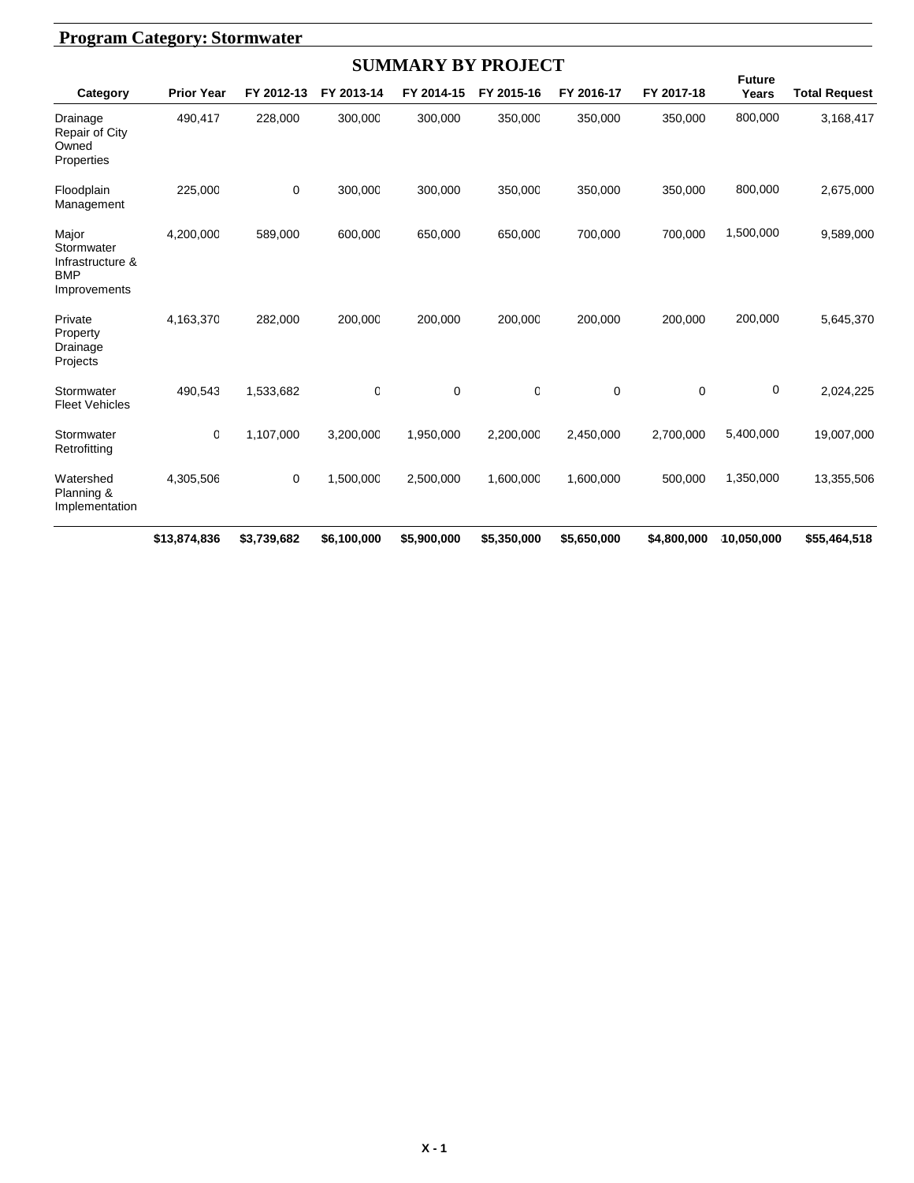## Program Category: Stormwater

### SUMMARY BY PROJECT

| Category | Prior Year | FY 2012-13 | FY 2013-14 | FY 2014-15 | FY 2015-16 | FY 2016-17 | FY 2017-18 | Future Years | Total Request |
|---|---|---|---|---|---|---|---|---|---|
| Drainage Repair of City Owned Properties | 490,417 | 228,000 | 300,000 | 300,000 | 350,000 | 350,000 | 350,000 | 800,000 | 3,168,417 |
| Floodplain Management | 225,000 | 0 | 300,000 | 300,000 | 350,000 | 350,000 | 350,000 | 800,000 | 2,675,000 |
| Major Stormwater Infrastructure & BMP Improvements | 4,200,000 | 589,000 | 600,000 | 650,000 | 650,000 | 700,000 | 700,000 | 1,500,000 | 9,589,000 |
| Private Property Drainage Projects | 4,163,370 | 282,000 | 200,000 | 200,000 | 200,000 | 200,000 | 200,000 | 200,000 | 5,645,370 |
| Stormwater Fleet Vehicles | 490,543 | 1,533,682 | 0 | 0 | 0 | 0 | 0 | 0 | 2,024,225 |
| Stormwater Retrofitting | 0 | 1,107,000 | 3,200,000 | 1,950,000 | 2,200,000 | 2,450,000 | 2,700,000 | 5,400,000 | 19,007,000 |
| Watershed Planning & Implementation | 4,305,506 | 0 | 1,500,000 | 2,500,000 | 1,600,000 | 1,600,000 | 500,000 | 1,350,000 | 13,355,506 |
| | **$13,874,836** | **$3,739,682** | **$6,100,000** | **$5,900,000** | **$5,350,000** | **$5,650,000** | **$4,800,000** | **10,050,000** | **$55,464,518** |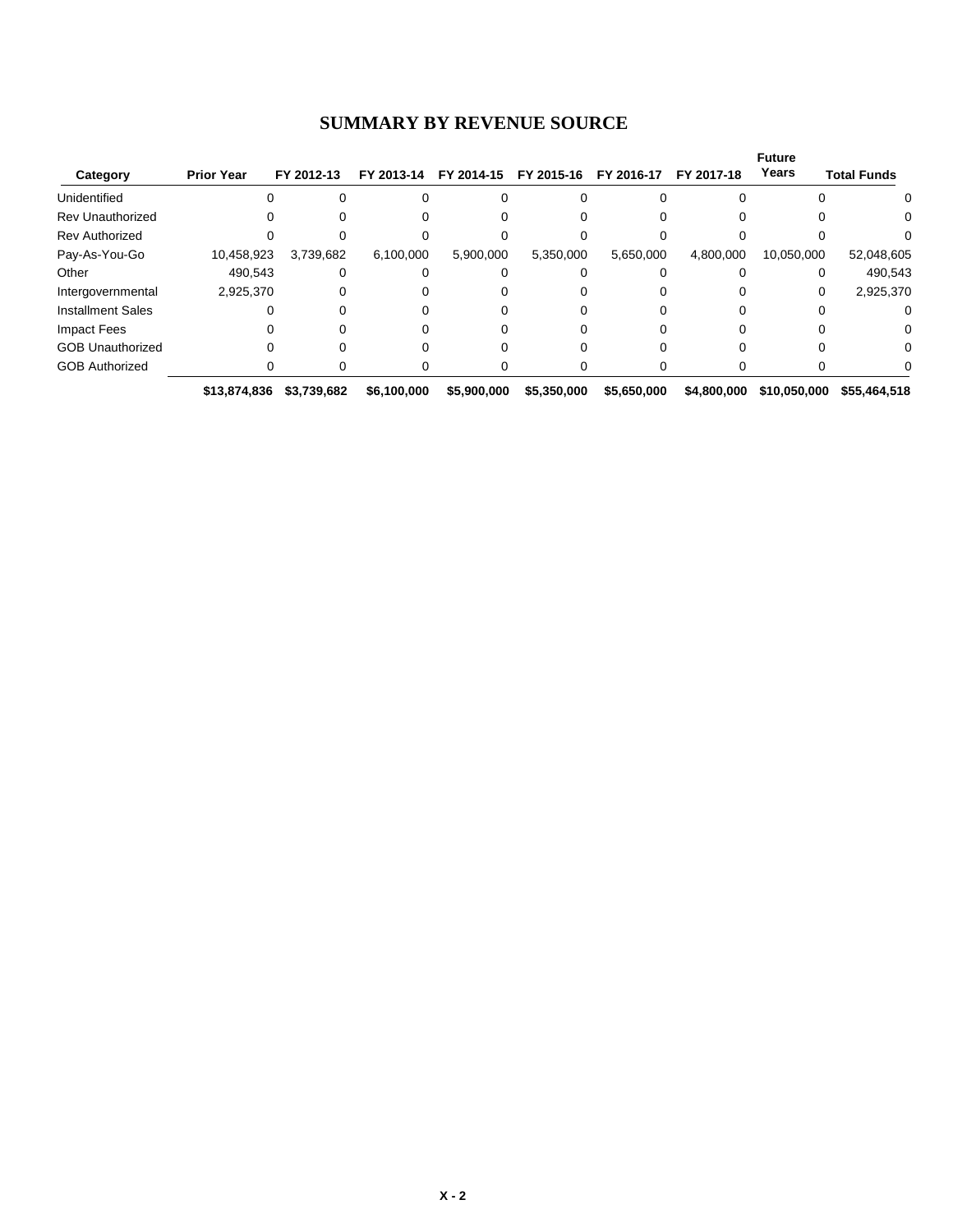# SUMMARY BY REVENUE SOURCE

| Category | Prior Year | FY 2012-13 | FY 2013-14 | FY 2014-15 | FY 2015-16 | FY 2016-17 | FY 2017-18 | Future Years | Total Funds |
|---|---|---|---|---|---|---|---|---|---|
| Unidentified | 0 | 0 | 0 | 0 | 0 | 0 | 0 | 0 | 0 |
| Rev Unauthorized | 0 | 0 | 0 | 0 | 0 | 0 | 0 | 0 | 0 |
| Rev Authorized | 0 | 0 | 0 | 0 | 0 | 0 | 0 | 0 | 0 |
| Pay-As-You-Go | 10,458,923 | 3,739,682 | 6,100,000 | 5,900,000 | 5,350,000 | 5,650,000 | 4,800,000 | 10,050,000 | 52,048,605 |
| Other | 490,543 | 0 | 0 | 0 | 0 | 0 | 0 | 0 | 490,543 |
| Intergovernmental | 2,925,370 | 0 | 0 | 0 | 0 | 0 | 0 | 0 | 2,925,370 |
| Installment Sales | 0 | 0 | 0 | 0 | 0 | 0 | 0 | 0 | 0 |
| Impact Fees | 0 | 0 | 0 | 0 | 0 | 0 | 0 | 0 | 0 |
| GOB Unauthorized | 0 | 0 | 0 | 0 | 0 | 0 | 0 | 0 | 0 |
| GOB Authorized | 0 | 0 | 0 | 0 | 0 | 0 | 0 | 0 | 0 |
| | **$13,874,836** | **$3,739,682** | **$6,100,000** | **$5,900,000** | **$5,350,000** | **$5,650,000** | **$4,800,000** | **$10,050,000** | **$55,464,518** |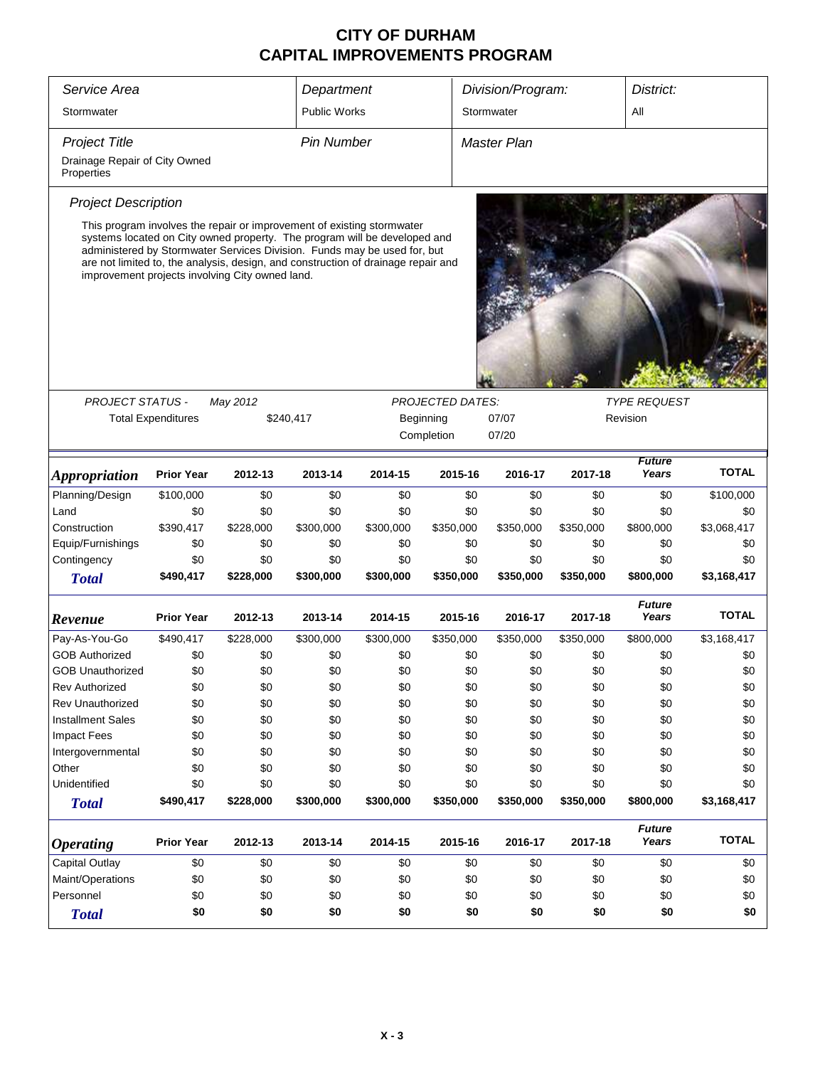# CITY OF DURHAM
# CAPITAL IMPROVEMENTS PROGRAM

| *Service Area* | *Department* | *Division/Program:* | *District:* |
|---|---|---|---|
| Stormwater | Public Works | Stormwater | All |

| *Project Title* | *Pin Number* | *Master Plan* |
|---|---|---|
| Drainage Repair of City Owned Properties | | |

*Project Description*

This program involves the repair or improvement of existing stormwater systems located on City owned property. The program will be developed and administered by Stormwater Services Division. Funds may be used for, but are not limited to, the analysis, design, and construction of drainage repair and improvement projects involving City owned land.

*PROJECT STATUS -* *May 2012*

Total Expenditures $240,417

*PROJECTED DATES:*

Beginning 07/07

Completion 07/20

*TYPE REQUEST*

Revision

| ***Appropriation*** | **Prior Year** | **2012-13** | **2013-14** | **2014-15** | **2015-16** | **2016-17** | **2017-18** | ***Future Years*** | **TOTAL** |
|---|---|---|---|---|---|---|---|---|---|
| Planning/Design | $100,000 | $0 | $0 | $0 | $0 | $0 | $0 | $0 | $100,000 |
| Land | $0 | $0 | $0 | $0 | $0 | $0 | $0 | $0 | $0 |
| Construction | $390,417 | $228,000 | $300,000 | $300,000 | $350,000 | $350,000 | $350,000 | $800,000 | $3,068,417 |
| Equip/Furnishings | $0 | $0 | $0 | $0 | $0 | $0 | $0 | $0 | $0 |
| Contingency | $0 | $0 | $0 | $0 | $0 | $0 | $0 | $0 | $0 |
| ***Total*** | **$490,417** | **$228,000** | **$300,000** | **$300,000** | **$350,000** | **$350,000** | **$350,000** | **$800,000** | **$3,168,417** |

| ***Revenue*** | **Prior Year** | **2012-13** | **2013-14** | **2014-15** | **2015-16** | **2016-17** | **2017-18** | ***Future Years*** | **TOTAL** |
|---|---|---|---|---|---|---|---|---|---|
| Pay-As-You-Go | $490,417 | $228,000 | $300,000 | $300,000 | $350,000 | $350,000 | $350,000 | $800,000 | $3,168,417 |
| GOB Authorized | $0 | $0 | $0 | $0 | $0 | $0 | $0 | $0 | $0 |
| GOB Unauthorized | $0 | $0 | $0 | $0 | $0 | $0 | $0 | $0 | $0 |
| Rev Authorized | $0 | $0 | $0 | $0 | $0 | $0 | $0 | $0 | $0 |
| Rev Unauthorized | $0 | $0 | $0 | $0 | $0 | $0 | $0 | $0 | $0 |
| Installment Sales | $0 | $0 | $0 | $0 | $0 | $0 | $0 | $0 | $0 |
| Impact Fees | $0 | $0 | $0 | $0 | $0 | $0 | $0 | $0 | $0 |
| Intergovernmental | $0 | $0 | $0 | $0 | $0 | $0 | $0 | $0 | $0 |
| Other | $0 | $0 | $0 | $0 | $0 | $0 | $0 | $0 | $0 |
| Unidentified | $0 | $0 | $0 | $0 | $0 | $0 | $0 | $0 | $0 |
| ***Total*** | **$490,417** | **$228,000** | **$300,000** | **$300,000** | **$350,000** | **$350,000** | **$350,000** | **$800,000** | **$3,168,417** |

| ***Operating*** | **Prior Year** | **2012-13** | **2013-14** | **2014-15** | **2015-16** | **2016-17** | **2017-18** | ***Future Years*** | **TOTAL** |
|---|---|---|---|---|---|---|---|---|---|
| Capital Outlay | $0 | $0 | $0 | $0 | $0 | $0 | $0 | $0 | $0 |
| Maint/Operations | $0 | $0 | $0 | $0 | $0 | $0 | $0 | $0 | $0 |
| Personnel | $0 | $0 | $0 | $0 | $0 | $0 | $0 | $0 | $0 |
| ***Total*** | **$0** | **$0** | **$0** | **$0** | **$0** | **$0** | **$0** | **$0** | **$0** |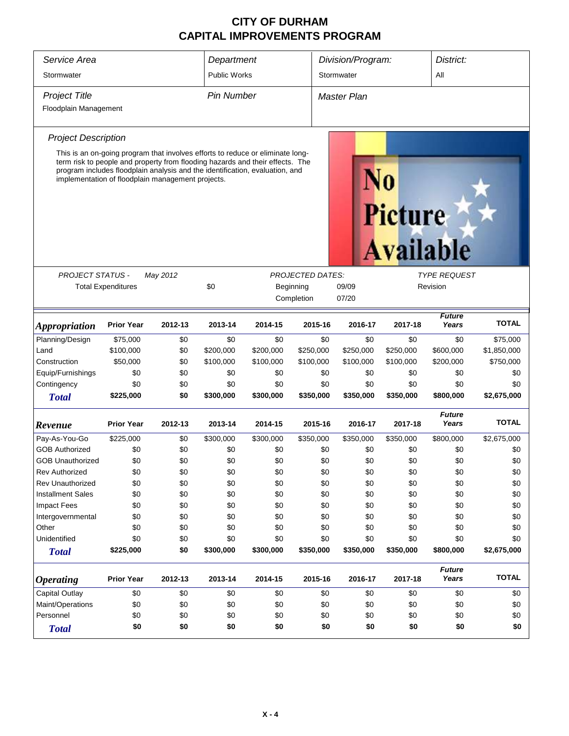# CITY OF DURHAM
# CAPITAL IMPROVEMENTS PROGRAM

| *Service Area* | *Department* | *Division/Program:* | *District:* |
|---|---|---|---|
| Stormwater | Public Works | Stormwater | All |

| *Project Title* | *Pin Number* | *Master Plan* |
|---|---|---|
| Floodplain Management | | |

*Project Description*

This is an on-going program that involves efforts to reduce or eliminate long-term risk to people and property from flooding hazards and their effects. The program includes floodplain analysis and the identification, evaluation, and implementation of floodplain management projects.

| *PROJECT STATUS -* | *May 2012* | *PROJECTED DATES:* | | *TYPE REQUEST* |
|---|---|---|---|---|
| Total Expenditures | $0 | Beginning | 09/09 | Revision |
| | | Completion | 07/20 | |

| *Appropriation* | Prior Year | 2012-13 | 2013-14 | 2014-15 | 2015-16 | 2016-17 | 2017-18 | *Future Years* | TOTAL |
|---|---|---|---|---|---|---|---|---|---|
| Planning/Design | $75,000 | $0 | $0 | $0 | $0 | $0 | $0 | $0 | $75,000 |
| Land | $100,000 | $0 | $200,000 | $200,000 | $250,000 | $250,000 | $250,000 | $600,000 | $1,850,000 |
| Construction | $50,000 | $0 | $100,000 | $100,000 | $100,000 | $100,000 | $100,000 | $200,000 | $750,000 |
| Equip/Furnishings | $0 | $0 | $0 | $0 | $0 | $0 | $0 | $0 | $0 |
| Contingency | $0 | $0 | $0 | $0 | $0 | $0 | $0 | $0 | $0 |
| **Total** | **$225,000** | **$0** | **$300,000** | **$300,000** | **$350,000** | **$350,000** | **$350,000** | **$800,000** | **$2,675,000** |

| *Revenue* | Prior Year | 2012-13 | 2013-14 | 2014-15 | 2015-16 | 2016-17 | 2017-18 | *Future Years* | TOTAL |
|---|---|---|---|---|---|---|---|---|---|
| Pay-As-You-Go | $225,000 | $0 | $300,000 | $300,000 | $350,000 | $350,000 | $350,000 | $800,000 | $2,675,000 |
| GOB Authorized | $0 | $0 | $0 | $0 | $0 | $0 | $0 | $0 | $0 |
| GOB Unauthorized | $0 | $0 | $0 | $0 | $0 | $0 | $0 | $0 | $0 |
| Rev Authorized | $0 | $0 | $0 | $0 | $0 | $0 | $0 | $0 | $0 |
| Rev Unauthorized | $0 | $0 | $0 | $0 | $0 | $0 | $0 | $0 | $0 |
| Installment Sales | $0 | $0 | $0 | $0 | $0 | $0 | $0 | $0 | $0 |
| Impact Fees | $0 | $0 | $0 | $0 | $0 | $0 | $0 | $0 | $0 |
| Intergovernmental | $0 | $0 | $0 | $0 | $0 | $0 | $0 | $0 | $0 |
| Other | $0 | $0 | $0 | $0 | $0 | $0 | $0 | $0 | $0 |
| Unidentified | $0 | $0 | $0 | $0 | $0 | $0 | $0 | $0 | $0 |
| **Total** | **$225,000** | **$0** | **$300,000** | **$300,000** | **$350,000** | **$350,000** | **$350,000** | **$800,000** | **$2,675,000** |

| *Operating* | Prior Year | 2012-13 | 2013-14 | 2014-15 | 2015-16 | 2016-17 | 2017-18 | *Future Years* | TOTAL |
|---|---|---|---|---|---|---|---|---|---|
| Capital Outlay | $0 | $0 | $0 | $0 | $0 | $0 | $0 | $0 | $0 |
| Maint/Operations | $0 | $0 | $0 | $0 | $0 | $0 | $0 | $0 | $0 |
| Personnel | $0 | $0 | $0 | $0 | $0 | $0 | $0 | $0 | $0 |
| **Total** | **$0** | **$0** | **$0** | **$0** | **$0** | **$0** | **$0** | **$0** | **$0** |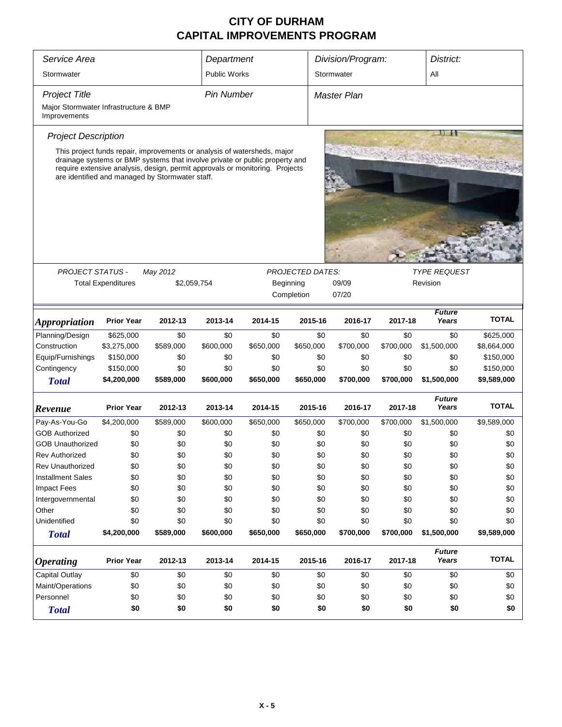# CITY OF DURHAM
# CAPITAL IMPROVEMENTS PROGRAM

| Service Area | Department | Division/Program: | District: |
|---|---|---|---|
| Stormwater | Public Works | Stormwater | All |

| Project Title | Pin Number | Master Plan |
|---|---|---|
| Major Stormwater Infrastructure & BMP Improvements | | |

### Project Description

This project funds repair, improvements or analysis of watersheds, major drainage systems or BMP systems that involve private or public property and require extensive analysis, design, permit approvals or monitoring. Projects are identified and managed by Stormwater staff.

| PROJECT STATUS - | May 2012 | PROJECTED DATES: | | TYPE REQUEST |
|---|---|---|---|---|
| Total Expenditures | $2,059,754 | Beginning | 09/09 | Revision |
| | | Completion | 07/20 | |

| Appropriation | Prior Year | 2012-13 | 2013-14 | 2014-15 | 2015-16 | 2016-17 | 2017-18 | Future Years | TOTAL |
|---|---|---|---|---|---|---|---|---|---|
| Planning/Design | $625,000 | $0 | $0 | $0 | $0 | $0 | $0 | $0 | $625,000 |
| Construction | $3,275,000 | $589,000 | $600,000 | $650,000 | $650,000 | $700,000 | $700,000 | $1,500,000 | $8,664,000 |
| Equip/Furnishings | $150,000 | $0 | $0 | $0 | $0 | $0 | $0 | $0 | $150,000 |
| Contingency | $150,000 | $0 | $0 | $0 | $0 | $0 | $0 | $0 | $150,000 |
| **Total** | **$4,200,000** | **$589,000** | **$600,000** | **$650,000** | **$650,000** | **$700,000** | **$700,000** | **$1,500,000** | **$9,589,000** |

| Revenue | Prior Year | 2012-13 | 2013-14 | 2014-15 | 2015-16 | 2016-17 | 2017-18 | Future Years | TOTAL |
|---|---|---|---|---|---|---|---|---|---|
| Pay-As-You-Go | $4,200,000 | $589,000 | $600,000 | $650,000 | $650,000 | $700,000 | $700,000 | $1,500,000 | $9,589,000 |
| GOB Authorized | $0 | $0 | $0 | $0 | $0 | $0 | $0 | $0 | $0 |
| GOB Unauthorized | $0 | $0 | $0 | $0 | $0 | $0 | $0 | $0 | $0 |
| Rev Authorized | $0 | $0 | $0 | $0 | $0 | $0 | $0 | $0 | $0 |
| Rev Unauthorized | $0 | $0 | $0 | $0 | $0 | $0 | $0 | $0 | $0 |
| Installment Sales | $0 | $0 | $0 | $0 | $0 | $0 | $0 | $0 | $0 |
| Impact Fees | $0 | $0 | $0 | $0 | $0 | $0 | $0 | $0 | $0 |
| Intergovernmental | $0 | $0 | $0 | $0 | $0 | $0 | $0 | $0 | $0 |
| Other | $0 | $0 | $0 | $0 | $0 | $0 | $0 | $0 | $0 |
| Unidentified | $0 | $0 | $0 | $0 | $0 | $0 | $0 | $0 | $0 |
| **Total** | **$4,200,000** | **$589,000** | **$600,000** | **$650,000** | **$650,000** | **$700,000** | **$700,000** | **$1,500,000** | **$9,589,000** |

| Operating | Prior Year | 2012-13 | 2013-14 | 2014-15 | 2015-16 | 2016-17 | 2017-18 | Future Years | TOTAL |
|---|---|---|---|---|---|---|---|---|---|
| Capital Outlay | $0 | $0 | $0 | $0 | $0 | $0 | $0 | $0 | $0 |
| Maint/Operations | $0 | $0 | $0 | $0 | $0 | $0 | $0 | $0 | $0 |
| Personnel | $0 | $0 | $0 | $0 | $0 | $0 | $0 | $0 | $0 |
| **Total** | **$0** | **$0** | **$0** | **$0** | **$0** | **$0** | **$0** | **$0** | **$0** |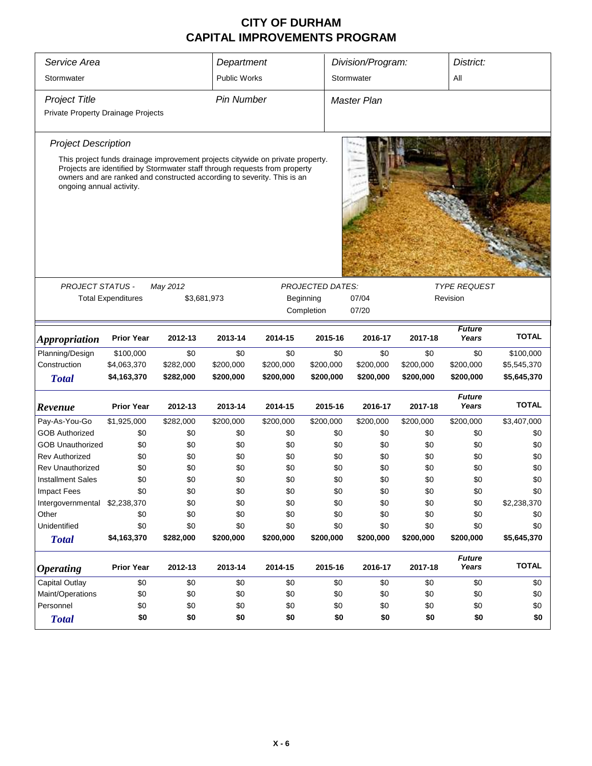# CITY OF DURHAM
# CAPITAL IMPROVEMENTS PROGRAM

| Service Area | Department | Division/Program: | District: |
|---|---|---|---|
| Stormwater | Public Works | Stormwater | All |

| Project Title | Pin Number | Master Plan |
|---|---|---|
| Private Property Drainage Projects | | |

*Project Description*

This project funds drainage improvement projects citywide on private property. Projects are identified by Stormwater staff through requests from property owners and are ranked and constructed according to severity. This is an ongoing annual activity.

| PROJECT STATUS - | May 2012 | PROJECTED DATES: | | TYPE REQUEST |
|---|---|---|---|---|
| Total Expenditures | $3,681,973 | Beginning | 07/04 | Revision |
| | | Completion | 07/20 | |

| Appropriation | Prior Year | 2012-13 | 2013-14 | 2014-15 | 2015-16 | 2016-17 | 2017-18 | Future Years | TOTAL |
|---|---|---|---|---|---|---|---|---|---|
| Planning/Design | $100,000 | $0 | $0 | $0 | $0 | $0 | $0 | $0 | $100,000 |
| Construction | $4,063,370 | $282,000 | $200,000 | $200,000 | $200,000 | $200,000 | $200,000 | $200,000 | $5,545,370 |
| **Total** | **$4,163,370** | **$282,000** | **$200,000** | **$200,000** | **$200,000** | **$200,000** | **$200,000** | **$200,000** | **$5,645,370** |

| Revenue | Prior Year | 2012-13 | 2013-14 | 2014-15 | 2015-16 | 2016-17 | 2017-18 | Future Years | TOTAL |
|---|---|---|---|---|---|---|---|---|---|
| Pay-As-You-Go | $1,925,000 | $282,000 | $200,000 | $200,000 | $200,000 | $200,000 | $200,000 | $200,000 | $3,407,000 |
| GOB Authorized | $0 | $0 | $0 | $0 | $0 | $0 | $0 | $0 | $0 |
| GOB Unauthorized | $0 | $0 | $0 | $0 | $0 | $0 | $0 | $0 | $0 |
| Rev Authorized | $0 | $0 | $0 | $0 | $0 | $0 | $0 | $0 | $0 |
| Rev Unauthorized | $0 | $0 | $0 | $0 | $0 | $0 | $0 | $0 | $0 |
| Installment Sales | $0 | $0 | $0 | $0 | $0 | $0 | $0 | $0 | $0 |
| Impact Fees | $0 | $0 | $0 | $0 | $0 | $0 | $0 | $0 | $0 |
| Intergovernmental | $2,238,370 | $0 | $0 | $0 | $0 | $0 | $0 | $0 | $2,238,370 |
| Other | $0 | $0 | $0 | $0 | $0 | $0 | $0 | $0 | $0 |
| Unidentified | $0 | $0 | $0 | $0 | $0 | $0 | $0 | $0 | $0 |
| **Total** | **$4,163,370** | **$282,000** | **$200,000** | **$200,000** | **$200,000** | **$200,000** | **$200,000** | **$200,000** | **$5,645,370** |

| Operating | Prior Year | 2012-13 | 2013-14 | 2014-15 | 2015-16 | 2016-17 | 2017-18 | Future Years | TOTAL |
|---|---|---|---|---|---|---|---|---|---|
| Capital Outlay | $0 | $0 | $0 | $0 | $0 | $0 | $0 | $0 | $0 |
| Maint/Operations | $0 | $0 | $0 | $0 | $0 | $0 | $0 | $0 | $0 |
| Personnel | $0 | $0 | $0 | $0 | $0 | $0 | $0 | $0 | $0 |
| **Total** | **$0** | **$0** | **$0** | **$0** | **$0** | **$0** | **$0** | **$0** | **$0** |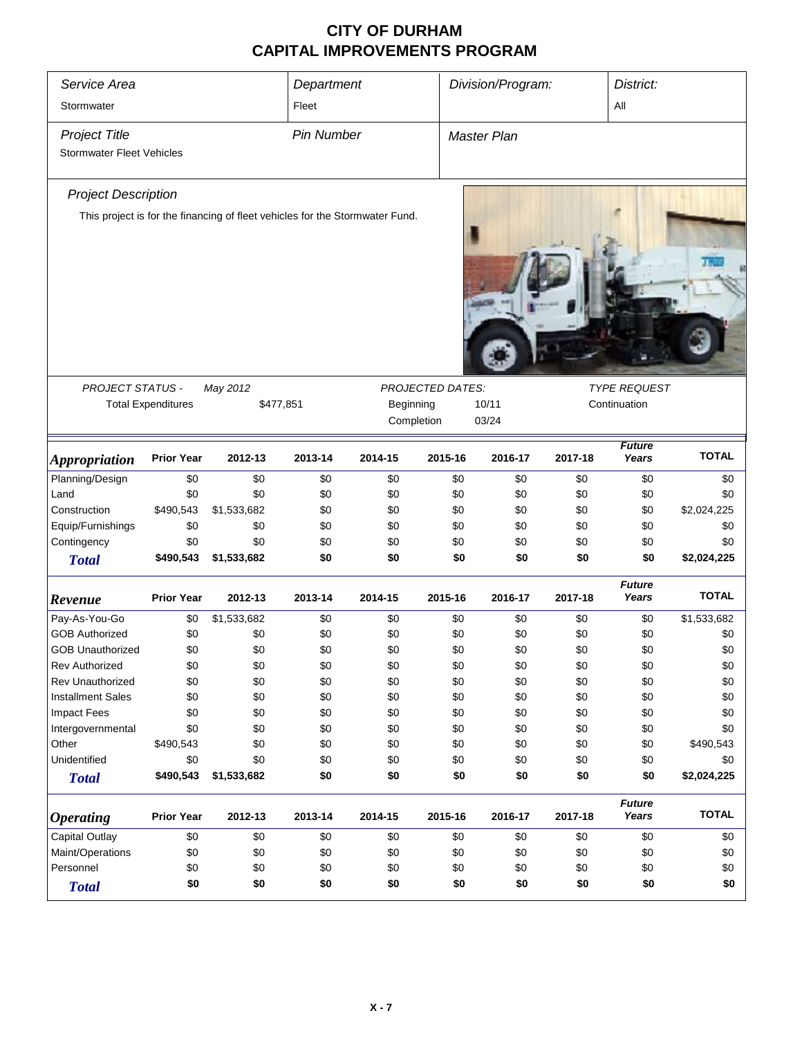# CITY OF DURHAM
# CAPITAL IMPROVEMENTS PROGRAM

| *Service Area* | *Department* | *Division/Program:* | *District:* |
|---|---|---|---|
| Stormwater | Fleet | | All |

| *Project Title* | *Pin Number* | *Master Plan* |
|---|---|---|
| Stormwater Fleet Vehicles | | |

*Project Description*

This project is for the financing of fleet vehicles for the Stormwater Fund.

| PROJECT STATUS - | May 2012 | PROJECTED DATES: | | TYPE REQUEST |
|---|---|---|---|---|
| Total Expenditures | $477,851 | Beginning | 10/11 | Continuation |
| | | Completion | 03/24 | |

| *Appropriation* | Prior Year | 2012-13 | 2013-14 | 2014-15 | 2015-16 | 2016-17 | 2017-18 | *Future Years* | TOTAL |
|---|---|---|---|---|---|---|---|---|---|
| Planning/Design | $0 | $0 | $0 | $0 | $0 | $0 | $0 | $0 | $0 |
| Land | $0 | $0 | $0 | $0 | $0 | $0 | $0 | $0 | $0 |
| Construction | $490,543 | $1,533,682 | $0 | $0 | $0 | $0 | $0 | $0 | $2,024,225 |
| Equip/Furnishings | $0 | $0 | $0 | $0 | $0 | $0 | $0 | $0 | $0 |
| Contingency | $0 | $0 | $0 | $0 | $0 | $0 | $0 | $0 | $0 |
| ***Total*** | **$490,543** | **$1,533,682** | **$0** | **$0** | **$0** | **$0** | **$0** | **$0** | **$2,024,225** |

| *Revenue* | Prior Year | 2012-13 | 2013-14 | 2014-15 | 2015-16 | 2016-17 | 2017-18 | *Future Years* | TOTAL |
|---|---|---|---|---|---|---|---|---|---|
| Pay-As-You-Go | $0 | $1,533,682 | $0 | $0 | $0 | $0 | $0 | $0 | $1,533,682 |
| GOB Authorized | $0 | $0 | $0 | $0 | $0 | $0 | $0 | $0 | $0 |
| GOB Unauthorized | $0 | $0 | $0 | $0 | $0 | $0 | $0 | $0 | $0 |
| Rev Authorized | $0 | $0 | $0 | $0 | $0 | $0 | $0 | $0 | $0 |
| Rev Unauthorized | $0 | $0 | $0 | $0 | $0 | $0 | $0 | $0 | $0 |
| Installment Sales | $0 | $0 | $0 | $0 | $0 | $0 | $0 | $0 | $0 |
| Impact Fees | $0 | $0 | $0 | $0 | $0 | $0 | $0 | $0 | $0 |
| Intergovernmental | $0 | $0 | $0 | $0 | $0 | $0 | $0 | $0 | $0 |
| Other | $490,543 | $0 | $0 | $0 | $0 | $0 | $0 | $0 | $490,543 |
| Unidentified | $0 | $0 | $0 | $0 | $0 | $0 | $0 | $0 | $0 |
| ***Total*** | **$490,543** | **$1,533,682** | **$0** | **$0** | **$0** | **$0** | **$0** | **$0** | **$2,024,225** |

| *Operating* | Prior Year | 2012-13 | 2013-14 | 2014-15 | 2015-16 | 2016-17 | 2017-18 | *Future Years* | TOTAL |
|---|---|---|---|---|---|---|---|---|---|
| Capital Outlay | $0 | $0 | $0 | $0 | $0 | $0 | $0 | $0 | $0 |
| Maint/Operations | $0 | $0 | $0 | $0 | $0 | $0 | $0 | $0 | $0 |
| Personnel | $0 | $0 | $0 | $0 | $0 | $0 | $0 | $0 | $0 |
| ***Total*** | **$0** | **$0** | **$0** | **$0** | **$0** | **$0** | **$0** | **$0** | **$0** |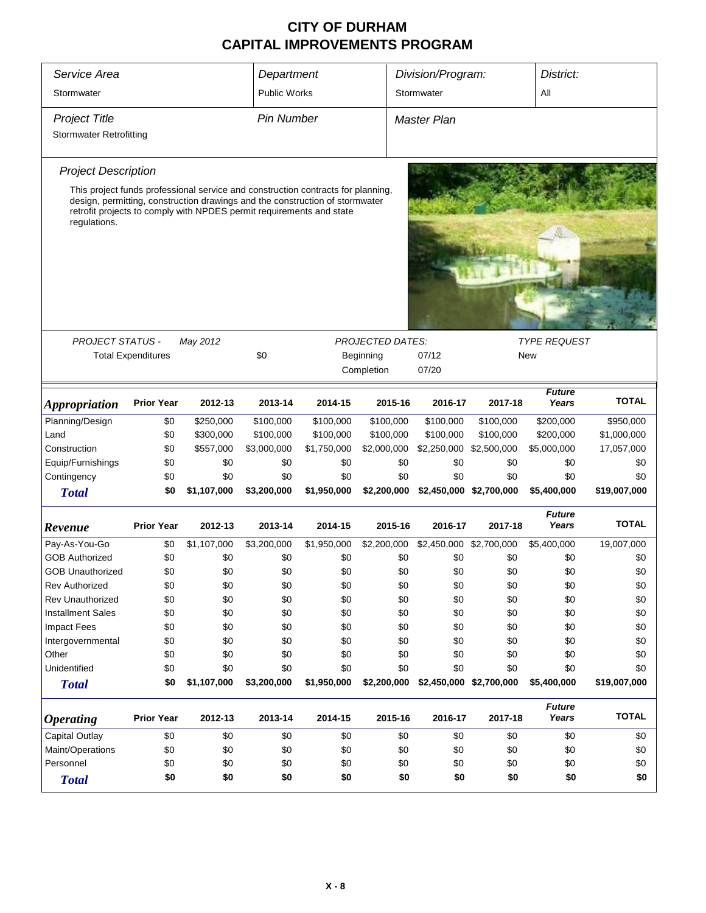# CITY OF DURHAM
# CAPITAL IMPROVEMENTS PROGRAM

| *Service Area* | *Department* | *Division/Program:* | *District:* |
|---|---|---|---|
| Stormwater | Public Works | Stormwater | All |

| *Project Title* | *Pin Number* | *Master Plan* |
|---|---|---|
| Stormwater Retrofitting | | |

*Project Description*

This project funds professional service and construction contracts for planning, design, permitting, construction drawings and the construction of stormwater retrofit projects to comply with NPDES permit requirements and state regulations.

| *PROJECT STATUS -* | *May 2012* | *PROJECTED DATES:* | | *TYPE REQUEST* |
|---|---|---|---|---|
| Total Expenditures | $0 | Beginning | 07/12 | New |
| | | Completion | 07/20 | |

| *Appropriation* | Prior Year | 2012-13 | 2013-14 | 2014-15 | 2015-16 | 2016-17 | 2017-18 | *Future Years* | TOTAL |
|---|---|---|---|---|---|---|---|---|---|
| Planning/Design | $0 | $250,000 | $100,000 | $100,000 | $100,000 | $100,000 | $100,000 | $200,000 | $950,000 |
| Land | $0 | $300,000 | $100,000 | $100,000 | $100,000 | $100,000 | $100,000 | $200,000 | $1,000,000 |
| Construction | $0 | $557,000 | $3,000,000 | $1,750,000 | $2,000,000 | $2,250,000 | $2,500,000 | $5,000,000 | 17,057,000 |
| Equip/Furnishings | $0 | $0 | $0 | $0 | $0 | $0 | $0 | $0 | $0 |
| Contingency | $0 | $0 | $0 | $0 | $0 | $0 | $0 | $0 | $0 |
| ***Total*** | **$0** | **$1,107,000** | **$3,200,000** | **$1,950,000** | **$2,200,000** | **$2,450,000** | **$2,700,000** | **$5,400,000** | **$19,007,000** |

| *Revenue* | Prior Year | 2012-13 | 2013-14 | 2014-15 | 2015-16 | 2016-17 | 2017-18 | *Future Years* | TOTAL |
|---|---|---|---|---|---|---|---|---|---|
| Pay-As-You-Go | $0 | $1,107,000 | $3,200,000 | $1,950,000 | $2,200,000 | $2,450,000 | $2,700,000 | $5,400,000 | 19,007,000 |
| GOB Authorized | $0 | $0 | $0 | $0 | $0 | $0 | $0 | $0 | $0 |
| GOB Unauthorized | $0 | $0 | $0 | $0 | $0 | $0 | $0 | $0 | $0 |
| Rev Authorized | $0 | $0 | $0 | $0 | $0 | $0 | $0 | $0 | $0 |
| Rev Unauthorized | $0 | $0 | $0 | $0 | $0 | $0 | $0 | $0 | $0 |
| Installment Sales | $0 | $0 | $0 | $0 | $0 | $0 | $0 | $0 | $0 |
| Impact Fees | $0 | $0 | $0 | $0 | $0 | $0 | $0 | $0 | $0 |
| Intergovernmental | $0 | $0 | $0 | $0 | $0 | $0 | $0 | $0 | $0 |
| Other | $0 | $0 | $0 | $0 | $0 | $0 | $0 | $0 | $0 |
| Unidentified | $0 | $0 | $0 | $0 | $0 | $0 | $0 | $0 | $0 |
| ***Total*** | **$0** | **$1,107,000** | **$3,200,000** | **$1,950,000** | **$2,200,000** | **$2,450,000** | **$2,700,000** | **$5,400,000** | **$19,007,000** |

| *Operating* | Prior Year | 2012-13 | 2013-14 | 2014-15 | 2015-16 | 2016-17 | 2017-18 | *Future Years* | TOTAL |
|---|---|---|---|---|---|---|---|---|---|
| Capital Outlay | $0 | $0 | $0 | $0 | $0 | $0 | $0 | $0 | $0 |
| Maint/Operations | $0 | $0 | $0 | $0 | $0 | $0 | $0 | $0 | $0 |
| Personnel | $0 | $0 | $0 | $0 | $0 | $0 | $0 | $0 | $0 |
| ***Total*** | **$0** | **$0** | **$0** | **$0** | **$0** | **$0** | **$0** | **$0** | **$0** |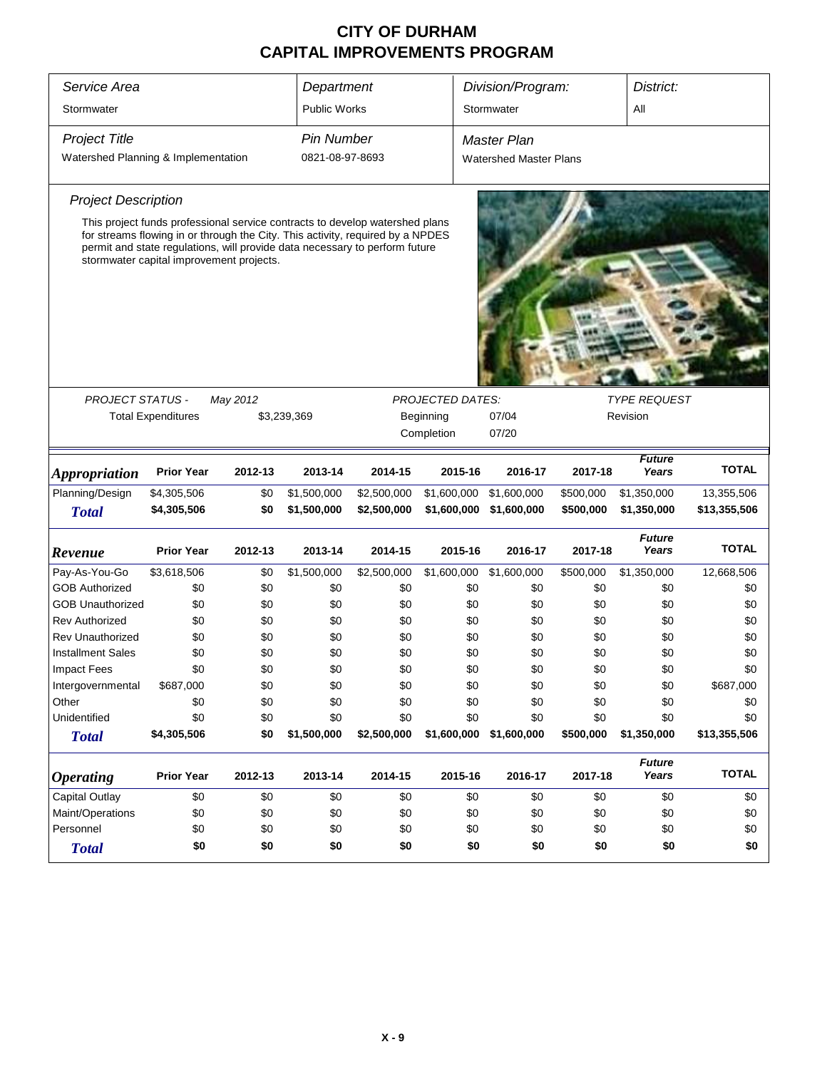# CITY OF DURHAM
# CAPITAL IMPROVEMENTS PROGRAM

| Service Area | Department | Division/Program: | District: |
|---|---|---|---|
| Stormwater | Public Works | Stormwater | All |

| Project Title | Pin Number | Master Plan |
|---|---|---|
| Watershed Planning & Implementation | 0821-08-97-8693 | Watershed Master Plans |

*Project Description*

This project funds professional service contracts to develop watershed plans for streams flowing in or through the City. This activity, required by a NPDES permit and state regulations, will provide data necessary to perform future stormwater capital improvement projects.

| PROJECT STATUS - | May 2012 | PROJECTED DATES: | | TYPE REQUEST |
|---|---|---|---|---|
| Total Expenditures | $3,239,369 | Beginning | 07/04 | Revision |
| | | Completion | 07/20 | |

| *Appropriation* | Prior Year | 2012-13 | 2013-14 | 2014-15 | 2015-16 | 2016-17 | 2017-18 | *Future Years* | TOTAL |
|---|---|---|---|---|---|---|---|---|---|
| Planning/Design | $4,305,506 | $0 | $1,500,000 | $2,500,000 | $1,600,000 | $1,600,000 | $500,000 | $1,350,000 | 13,355,506 |
| ***Total*** | **$4,305,506** | **$0** | **$1,500,000** | **$2,500,000** | **$1,600,000** | **$1,600,000** | **$500,000** | **$1,350,000** | **$13,355,506** |

| *Revenue* | Prior Year | 2012-13 | 2013-14 | 2014-15 | 2015-16 | 2016-17 | 2017-18 | *Future Years* | TOTAL |
|---|---|---|---|---|---|---|---|---|---|
| Pay-As-You-Go | $3,618,506 | $0 | $1,500,000 | $2,500,000 | $1,600,000 | $1,600,000 | $500,000 | $1,350,000 | 12,668,506 |
| GOB Authorized | $0 | $0 | $0 | $0 | $0 | $0 | $0 | $0 | $0 |
| GOB Unauthorized | $0 | $0 | $0 | $0 | $0 | $0 | $0 | $0 | $0 |
| Rev Authorized | $0 | $0 | $0 | $0 | $0 | $0 | $0 | $0 | $0 |
| Rev Unauthorized | $0 | $0 | $0 | $0 | $0 | $0 | $0 | $0 | $0 |
| Installment Sales | $0 | $0 | $0 | $0 | $0 | $0 | $0 | $0 | $0 |
| Impact Fees | $0 | $0 | $0 | $0 | $0 | $0 | $0 | $0 | $0 |
| Intergovernmental | $687,000 | $0 | $0 | $0 | $0 | $0 | $0 | $0 | $687,000 |
| Other | $0 | $0 | $0 | $0 | $0 | $0 | $0 | $0 | $0 |
| Unidentified | $0 | $0 | $0 | $0 | $0 | $0 | $0 | $0 | $0 |
| ***Total*** | **$4,305,506** | **$0** | **$1,500,000** | **$2,500,000** | **$1,600,000** | **$1,600,000** | **$500,000** | **$1,350,000** | **$13,355,506** |

| *Operating* | Prior Year | 2012-13 | 2013-14 | 2014-15 | 2015-16 | 2016-17 | 2017-18 | *Future Years* | TOTAL |
|---|---|---|---|---|---|---|---|---|---|
| Capital Outlay | $0 | $0 | $0 | $0 | $0 | $0 | $0 | $0 | $0 |
| Maint/Operations | $0 | $0 | $0 | $0 | $0 | $0 | $0 | $0 | $0 |
| Personnel | $0 | $0 | $0 | $0 | $0 | $0 | $0 | $0 | $0 |
| ***Total*** | **$0** | **$0** | **$0** | **$0** | **$0** | **$0** | **$0** | **$0** | **$0** |